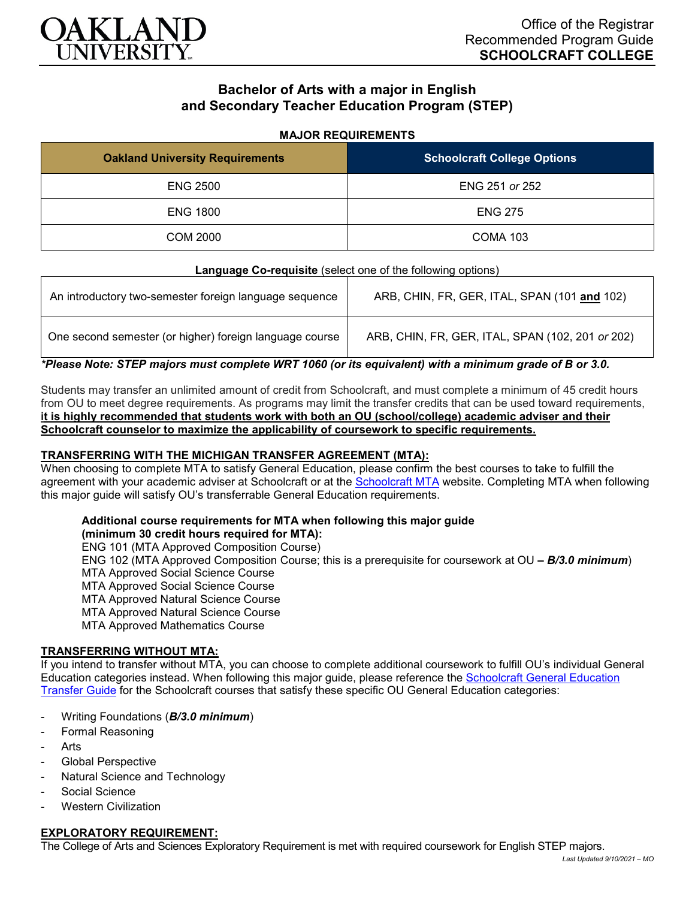Office of the Registrar
Recommended Program Guide
**SCHOOLCRAFT COLLEGE**

# Bachelor of Arts with a major in English and Secondary Teacher Education Program (STEP)

**MAJOR REQUIREMENTS**

| Oakland University Requirements | Schoolcraft College Options |
|---|---|
| ENG 2500 | ENG 251 *or* 252 |
| ENG 1800 | ENG 275 |
| COM 2000 | COMA 103 |

**Language Co-requisite** (select one of the following options)

| | |
|---|---|
| An introductory two-semester foreign language sequence | ARB, CHIN, FR, GER, ITAL, SPAN (101 **and** 102) |
| One second semester (or higher) foreign language course | ARB, CHIN, FR, GER, ITAL, SPAN (102, 201 *or* 202) |

***Please Note: STEP majors must complete WRT 1060 (or its equivalent) with a minimum grade of B or 3.0.***

Students may transfer an unlimited amount of credit from Schoolcraft, and must complete a minimum of 45 credit hours from OU to meet degree requirements. As programs may limit the transfer credits that can be used toward requirements, **it is highly recommended that students work with both an OU (school/college) academic adviser and their Schoolcraft counselor to maximize the applicability of coursework to specific requirements.**

## TRANSFERRING WITH THE MICHIGAN TRANSFER AGREEMENT (MTA):

When choosing to complete MTA to satisfy General Education, please confirm the best courses to take to fulfill the agreement with your academic adviser at Schoolcraft or at the Schoolcraft MTA website. Completing MTA when following this major guide will satisfy OU's transferrable General Education requirements.

**Additional course requirements for MTA when following this major guide (minimum 30 credit hours required for MTA):**
ENG 101 (MTA Approved Composition Course)
ENG 102 (MTA Approved Composition Course; this is a prerequisite for coursework at OU **– *B/3.0 minimum***)
MTA Approved Social Science Course
MTA Approved Social Science Course
MTA Approved Natural Science Course
MTA Approved Natural Science Course
MTA Approved Mathematics Course

## TRANSFERRING WITHOUT MTA:

If you intend to transfer without MTA, you can choose to complete additional coursework to fulfill OU's individual General Education categories instead. When following this major guide, please reference the Schoolcraft General Education Transfer Guide for the Schoolcraft courses that satisfy these specific OU General Education categories:

- Writing Foundations (***B/3.0 minimum***)
- Formal Reasoning
- Arts
- Global Perspective
- Natural Science and Technology
- Social Science
- Western Civilization

## EXPLORATORY REQUIREMENT:

The College of Arts and Sciences Exploratory Requirement is met with required coursework for English STEP majors.

*Last Updated 9/10/2021 – MO*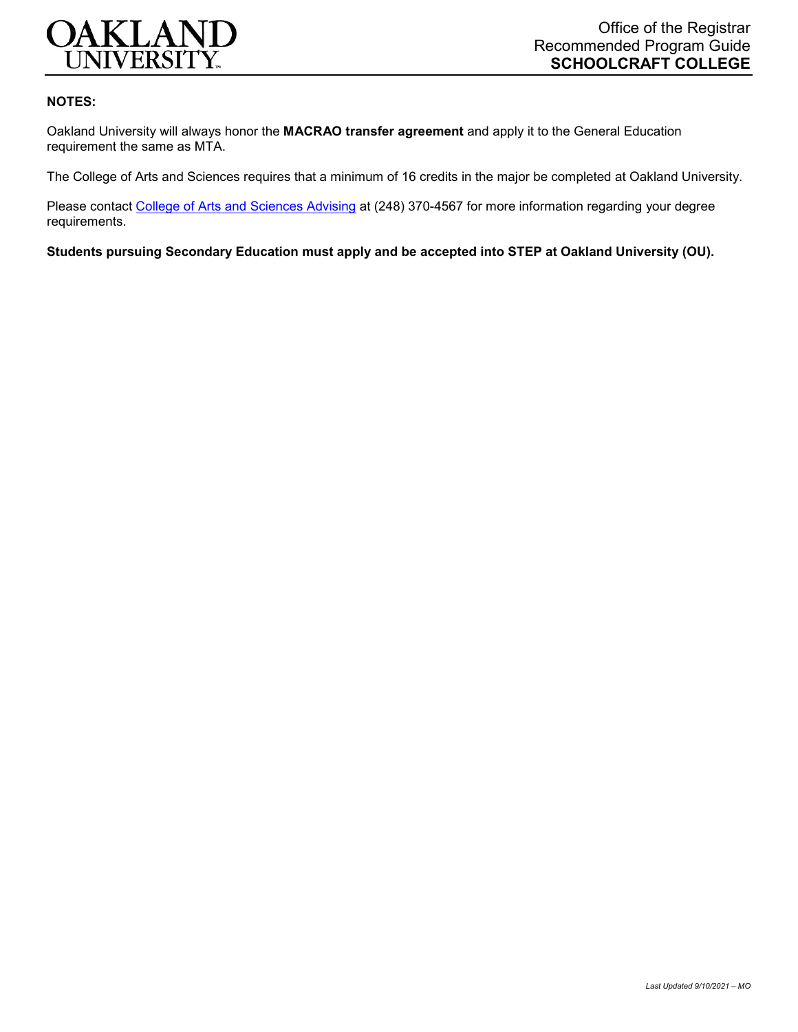**NOTES:**

Oakland University will always honor the **MACRAO transfer agreement** and apply it to the General Education requirement the same as MTA.

The College of Arts and Sciences requires that a minimum of 16 credits in the major be completed at Oakland University.

Please contact College of Arts and Sciences Advising at (248) 370-4567 for more information regarding your degree requirements.

**Students pursuing Secondary Education must apply and be accepted into STEP at Oakland University (OU).**

*Last Updated 9/10/2021 – MO*